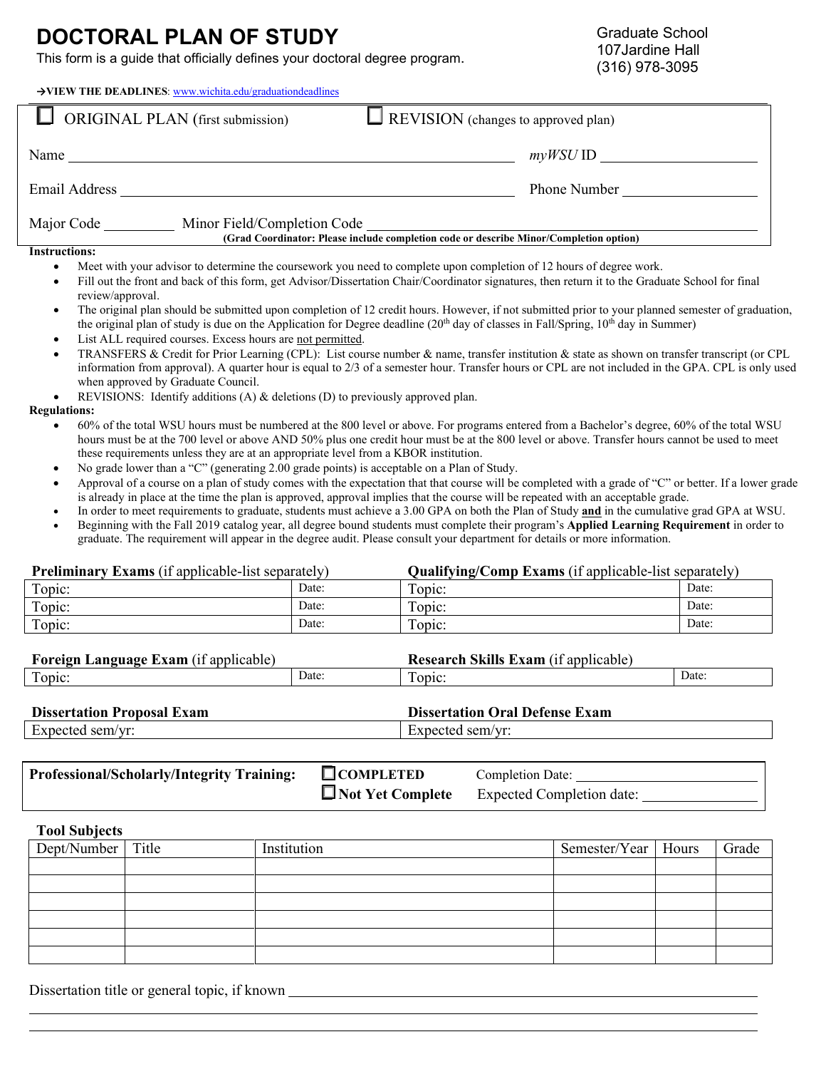# DOCTORAL PLAN OF STUDY

This form is a guide that officially defines your doctoral degree program.

Graduate School
107Jardine Hall
(316) 978-3095

→**VIEW THE DEADLINES**: www.wichita.edu/graduationdeadlines

☐ ORIGINAL PLAN (first submission) ☐ REVISION (changes to approved plan)

Name ______________________________ *myWSU* ID ______________

Email Address ______________________________ Phone Number ______________

Major Code _________ Minor Field/Completion Code ______________________________
**(Grad Coordinator: Please include completion code or describe Minor/Completion option)**

**Instructions:**

- Meet with your advisor to determine the coursework you need to complete upon completion of 12 hours of degree work.
- Fill out the front and back of this form, get Advisor/Dissertation Chair/Coordinator signatures, then return it to the Graduate School for final review/approval.
- The original plan should be submitted upon completion of 12 credit hours. However, if not submitted prior to your planned semester of graduation, the original plan of study is due on the Application for Degree deadline (20th day of classes in Fall/Spring, 10th day in Summer)
- List ALL required courses. Excess hours are not permitted.
- TRANSFERS & Credit for Prior Learning (CPL): List course number & name, transfer institution & state as shown on transfer transcript (or CPL information from approval). A quarter hour is equal to 2/3 of a semester hour. Transfer hours or CPL are not included in the GPA. CPL is only used when approved by Graduate Council.
- REVISIONS: Identify additions (A) & deletions (D) to previously approved plan.

**Regulations:**

- 60% of the total WSU hours must be numbered at the 800 level or above. For programs entered from a Bachelor's degree, 60% of the total WSU hours must be at the 700 level or above AND 50% plus one credit hour must be at the 800 level or above. Transfer hours cannot be used to meet these requirements unless they are at an appropriate level from a KBOR institution.
- No grade lower than a "C" (generating 2.00 grade points) is acceptable on a Plan of Study.
- Approval of a course on a plan of study comes with the expectation that that course will be completed with a grade of "C" or better. If a lower grade is already in place at the time the plan is approved, approval implies that the course will be repeated with an acceptable grade.
- In order to meet requirements to graduate, students must achieve a 3.00 GPA on both the Plan of Study **and** in the cumulative grad GPA at WSU.
- Beginning with the Fall 2019 catalog year, all degree bound students must complete their program's **Applied Learning Requirement** in order to graduate. The requirement will appear in the degree audit. Please consult your department for details or more information.

| **Preliminary Exams** (if applicable-list separately) | | **Qualifying/Comp Exams** (if applicable-list separately) | |
|---|---|---|---|
| Topic: | Date: | Topic: | Date: |
| Topic: | Date: | Topic: | Date: |
| Topic: | Date: | Topic: | Date: |

| **Foreign Language Exam** (if applicable) | | **Research Skills Exam** (if applicable) | |
|---|---|---|---|
| Topic: | Date: | Topic: | Date: |

| **Dissertation Proposal Exam** | **Dissertation Oral Defense Exam** |
|---|---|
| Expected sem/yr: | Expected sem/yr: |

**Professional/Scholarly/Integrity Training:** ☐ **COMPLETED** Completion Date: ______________
☐ **Not Yet Complete** Expected Completion date: ______________

**Tool Subjects**

| Dept/Number | Title | Institution | Semester/Year | Hours | Grade |
|---|---|---|---|---|---|
| | | | | | |
| | | | | | |
| | | | | | |
| | | | | | |
| | | | | | |
| | | | | | |

Dissertation title or general topic, if known ______________________________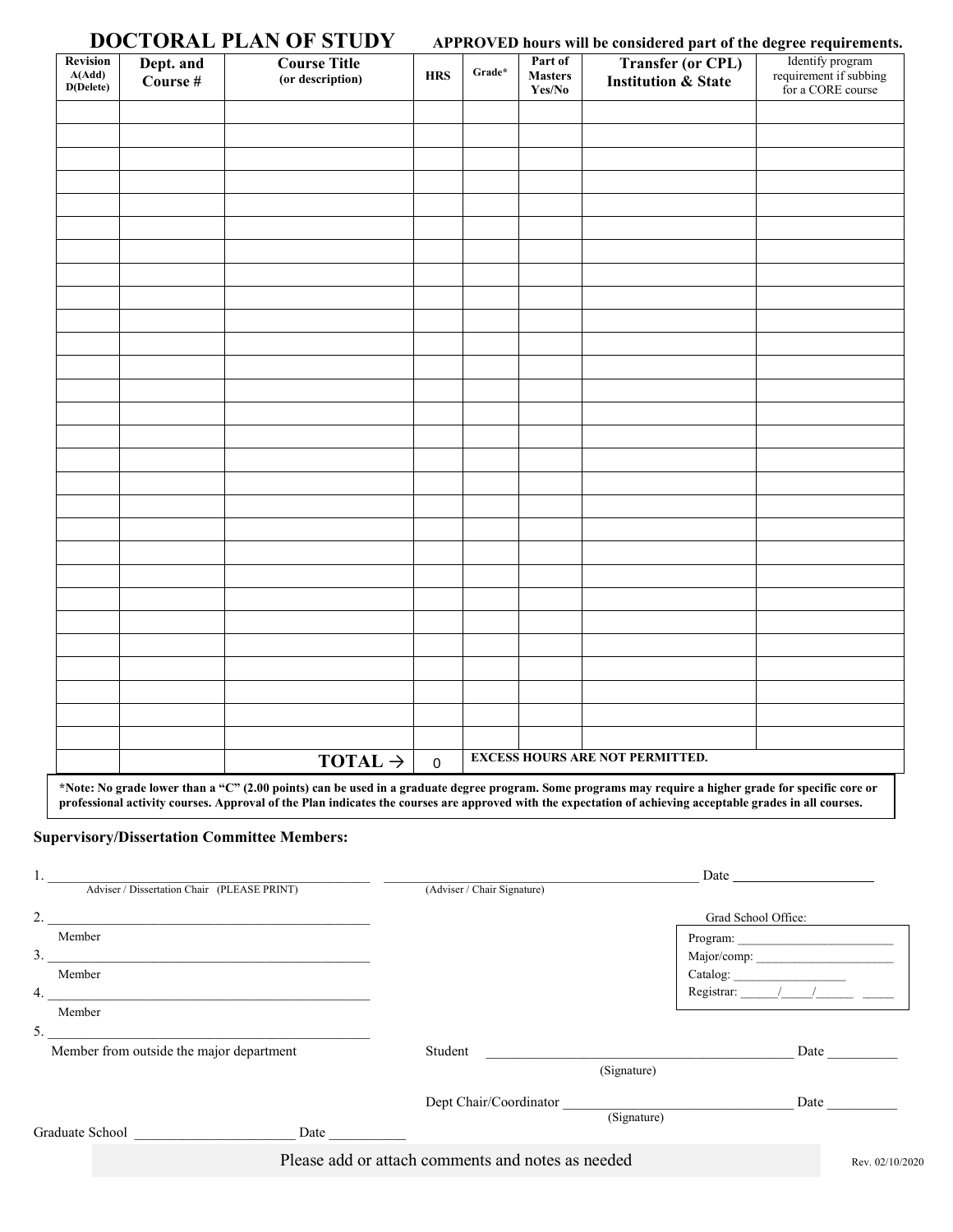# DOCTORAL PLAN OF STUDY

**APPROVED hours will be considered part of the degree requirements.**

| Revision A(Add) D(Delete) | Dept. and Course # | Course Title (or description) | HRS | Grade* | Part of Masters Yes/No | Transfer (or CPL) Institution & State | Identify program requirement if subbing for a CORE course |
|---|---|---|---|---|---|---|---|
| | | | | | | | |
| | | | | | | | |
| | | | | | | | |
| | | | | | | | |
| | | | | | | | |
| | | | | | | | |
| | | | | | | | |
| | | | | | | | |
| | | | | | | | |
| | | | | | | | |
| | | | | | | | |
| | | | | | | | |
| | | | | | | | |
| | | | | | | | |
| | | | | | | | |
| | | | | | | | |
| | | | | | | | |
| | | | | | | | |
| | | | | | | | |
| | | | | | | | |
| | | | | | | | |
| | | | | | | | |
| | | | | | | | |
| | | | | | | | |
| | | | | | | | |
| | | | | | | | |
| | | | | | | | |
| | | | | | | | |
| | | **TOTAL →** | 0 | **EXCESS HOURS ARE NOT PERMITTED.** | | | |

**\*Note: No grade lower than a "C" (2.00 points) can be used in a graduate degree program. Some programs may require a higher grade for specific core or professional activity courses. Approval of the Plan indicates the courses are approved with the expectation of achieving acceptable grades in all courses.**

**Supervisory/Dissertation Committee Members:**

1. ______________________________ ______________________________ Date ____________
   Adviser / Dissertation Chair (PLEASE PRINT) (Adviser / Chair Signature)

2. ______________________________
   Member

3. ______________________________
   Member

4. ______________________________
   Member

5. ______________________________
   Member from outside the major department

Grad School Office:
Program: ______________________
Major/comp: ______________________
Catalog: ________________
Registrar: _____/_____/_____ _____

Student ______________________________ Date __________
(Signature)

Dept Chair/Coordinator ______________________________ Date __________
(Signature)

Graduate School ____________________ Date __________

Please add or attach comments and notes as needed

Rev. 02/10/2020